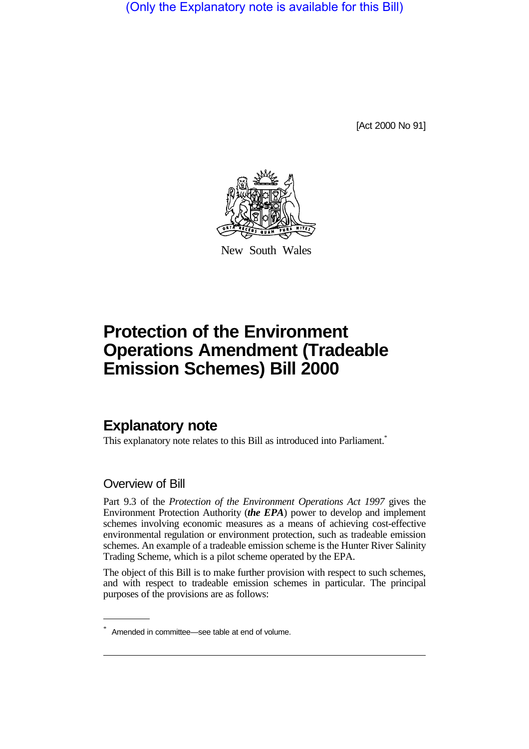(Only the Explanatory note is available for this Bill)

[Act 2000 No 91]

New South Wales

# Protection of the Environment Operations Amendment (Tradeable Emission Schemes) Bill 2000

## Explanatory note

This explanatory note relates to this Bill as introduced into Parliament.*

### Overview of Bill

Part 9.3 of the *Protection of the Environment Operations Act 1997* gives the Environment Protection Authority (***the EPA***) power to develop and implement schemes involving economic measures as a means of achieving cost-effective environmental regulation or environment protection, such as tradeable emission schemes. An example of a tradeable emission scheme is the Hunter River Salinity Trading Scheme, which is a pilot scheme operated by the EPA.

The object of this Bill is to make further provision with respect to such schemes, and with respect to tradeable emission schemes in particular. The principal purposes of the provisions are as follows:

* Amended in committee—see table at end of volume.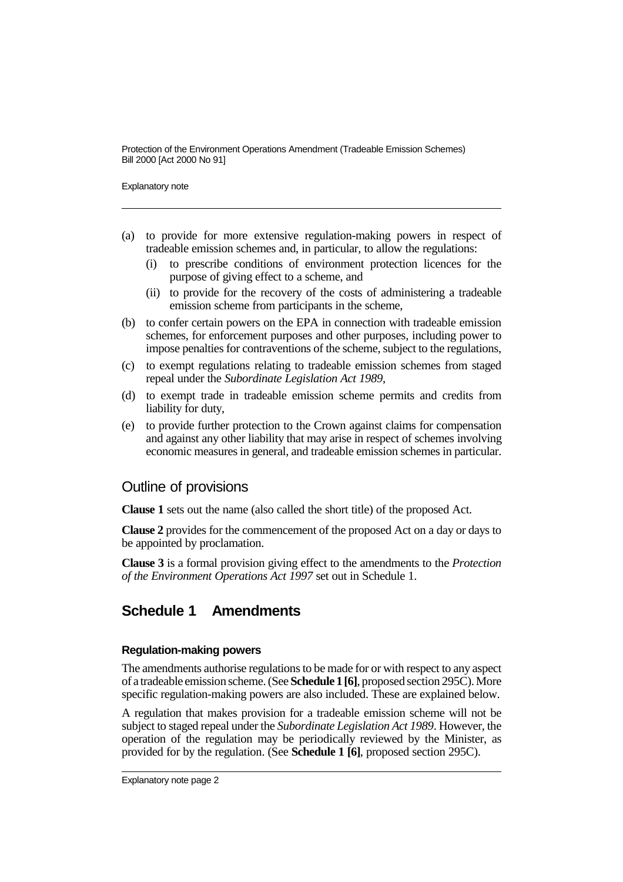(a) to provide for more extensive regulation-making powers in respect of tradeable emission schemes and, in particular, to allow the regulations:
   - (i) to prescribe conditions of environment protection licences for the purpose of giving effect to a scheme, and
   - (ii) to provide for the recovery of the costs of administering a tradeable emission scheme from participants in the scheme,

(b) to confer certain powers on the EPA in connection with tradeable emission schemes, for enforcement purposes and other purposes, including power to impose penalties for contraventions of the scheme, subject to the regulations,

(c) to exempt regulations relating to tradeable emission schemes from staged repeal under the *Subordinate Legislation Act 1989*,

(d) to exempt trade in tradeable emission scheme permits and credits from liability for duty,

(e) to provide further protection to the Crown against claims for compensation and against any other liability that may arise in respect of schemes involving economic measures in general, and tradeable emission schemes in particular.

## Outline of provisions

**Clause 1** sets out the name (also called the short title) of the proposed Act.

**Clause 2** provides for the commencement of the proposed Act on a day or days to be appointed by proclamation.

**Clause 3** is a formal provision giving effect to the amendments to the *Protection of the Environment Operations Act 1997* set out in Schedule 1.

## Schedule 1 Amendments

### Regulation-making powers

The amendments authorise regulations to be made for or with respect to any aspect of a tradeable emission scheme. (See **Schedule 1 [6]**, proposed section 295C). More specific regulation-making powers are also included. These are explained below.

A regulation that makes provision for a tradeable emission scheme will not be subject to staged repeal under the *Subordinate Legislation Act 1989*. However, the operation of the regulation may be periodically reviewed by the Minister, as provided for by the regulation. (See **Schedule 1 [6]**, proposed section 295C).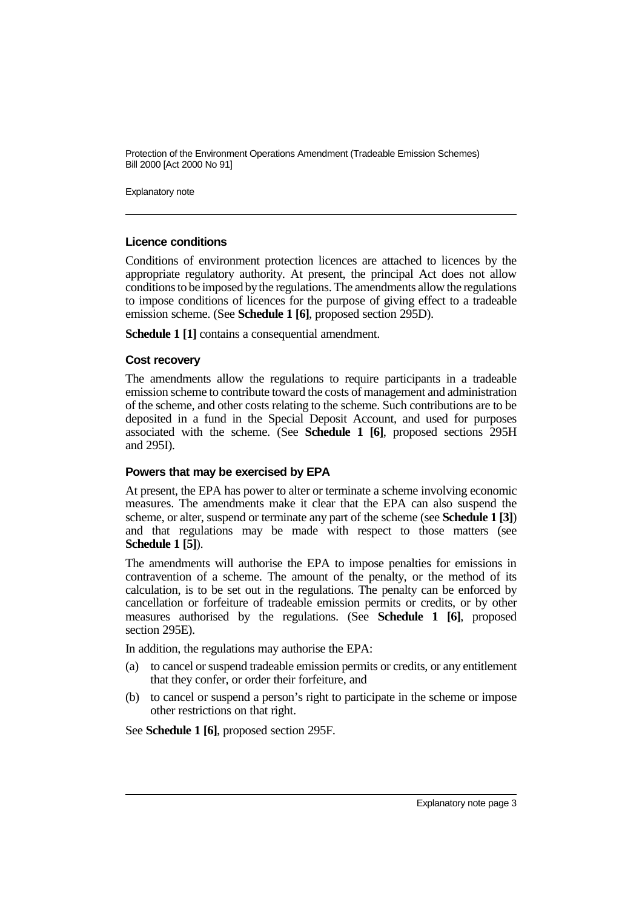### Licence conditions

Conditions of environment protection licences are attached to licences by the appropriate regulatory authority. At present, the principal Act does not allow conditions to be imposed by the regulations. The amendments allow the regulations to impose conditions of licences for the purpose of giving effect to a tradeable emission scheme. (See **Schedule 1 [6]**, proposed section 295D).

**Schedule 1 [1]** contains a consequential amendment.

### Cost recovery

The amendments allow the regulations to require participants in a tradeable emission scheme to contribute toward the costs of management and administration of the scheme, and other costs relating to the scheme. Such contributions are to be deposited in a fund in the Special Deposit Account, and used for purposes associated with the scheme. (See **Schedule 1 [6]**, proposed sections 295H and 295I).

### Powers that may be exercised by EPA

At present, the EPA has power to alter or terminate a scheme involving economic measures. The amendments make it clear that the EPA can also suspend the scheme, or alter, suspend or terminate any part of the scheme (see **Schedule 1 [3]**) and that regulations may be made with respect to those matters (see **Schedule 1 [5]**).

The amendments will authorise the EPA to impose penalties for emissions in contravention of a scheme. The amount of the penalty, or the method of its calculation, is to be set out in the regulations. The penalty can be enforced by cancellation or forfeiture of tradeable emission permits or credits, or by other measures authorised by the regulations. (See **Schedule 1 [6]**, proposed section 295E).

In addition, the regulations may authorise the EPA:

(a) to cancel or suspend tradeable emission permits or credits, or any entitlement that they confer, or order their forfeiture, and

(b) to cancel or suspend a person's right to participate in the scheme or impose other restrictions on that right.

See **Schedule 1 [6]**, proposed section 295F.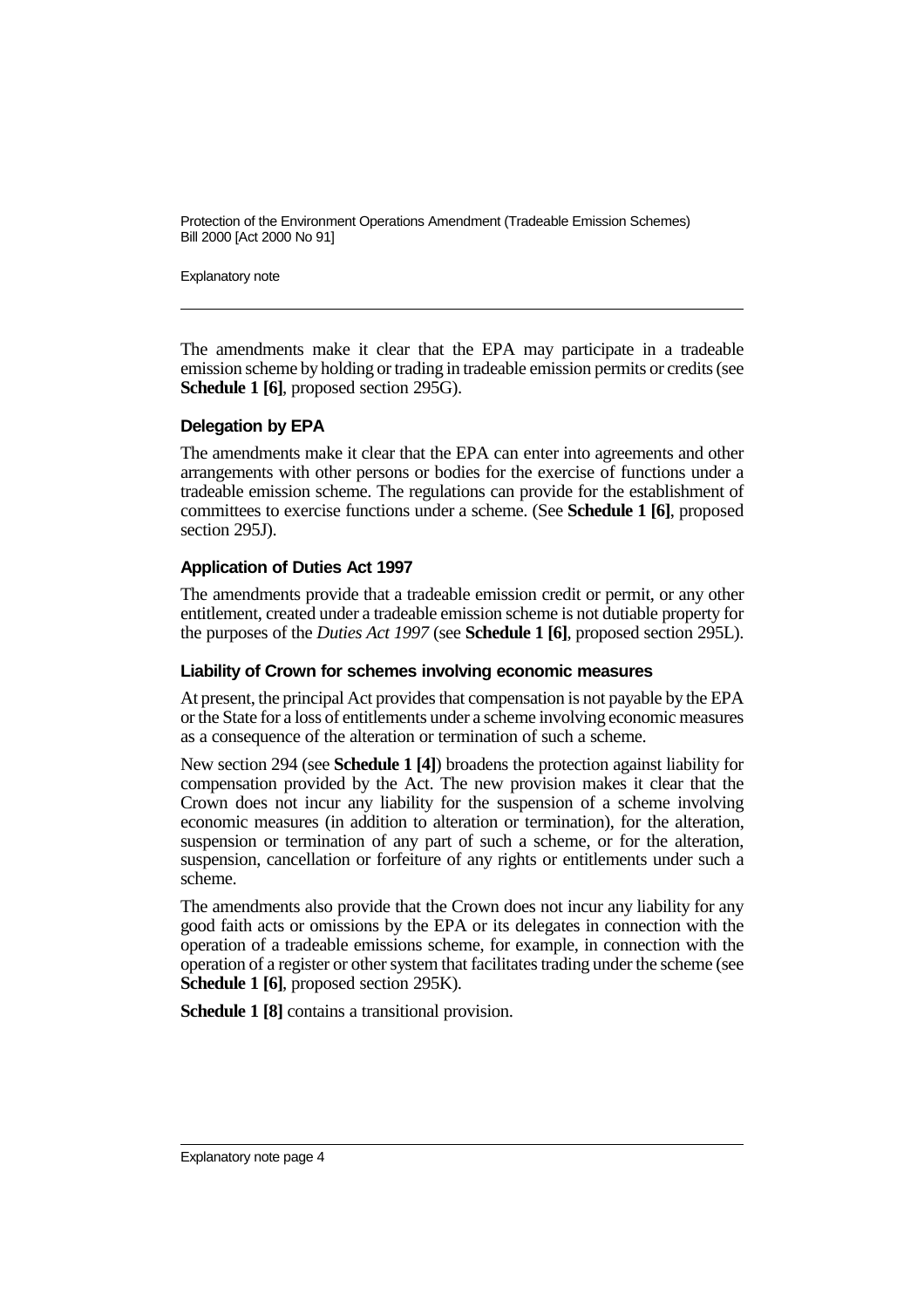The amendments make it clear that the EPA may participate in a tradeable emission scheme by holding or trading in tradeable emission permits or credits (see **Schedule 1 [6]**, proposed section 295G).

### Delegation by EPA

The amendments make it clear that the EPA can enter into agreements and other arrangements with other persons or bodies for the exercise of functions under a tradeable emission scheme. The regulations can provide for the establishment of committees to exercise functions under a scheme. (See **Schedule 1 [6]**, proposed section 295J).

### Application of Duties Act 1997

The amendments provide that a tradeable emission credit or permit, or any other entitlement, created under a tradeable emission scheme is not dutiable property for the purposes of the *Duties Act 1997* (see **Schedule 1 [6]**, proposed section 295L).

### Liability of Crown for schemes involving economic measures

At present, the principal Act provides that compensation is not payable by the EPA or the State for a loss of entitlements under a scheme involving economic measures as a consequence of the alteration or termination of such a scheme.

New section 294 (see **Schedule 1 [4]**) broadens the protection against liability for compensation provided by the Act. The new provision makes it clear that the Crown does not incur any liability for the suspension of a scheme involving economic measures (in addition to alteration or termination), for the alteration, suspension or termination of any part of such a scheme, or for the alteration, suspension, cancellation or forfeiture of any rights or entitlements under such a scheme.

The amendments also provide that the Crown does not incur any liability for any good faith acts or omissions by the EPA or its delegates in connection with the operation of a tradeable emissions scheme, for example, in connection with the operation of a register or other system that facilitates trading under the scheme (see **Schedule 1 [6]**, proposed section 295K).

**Schedule 1 [8]** contains a transitional provision.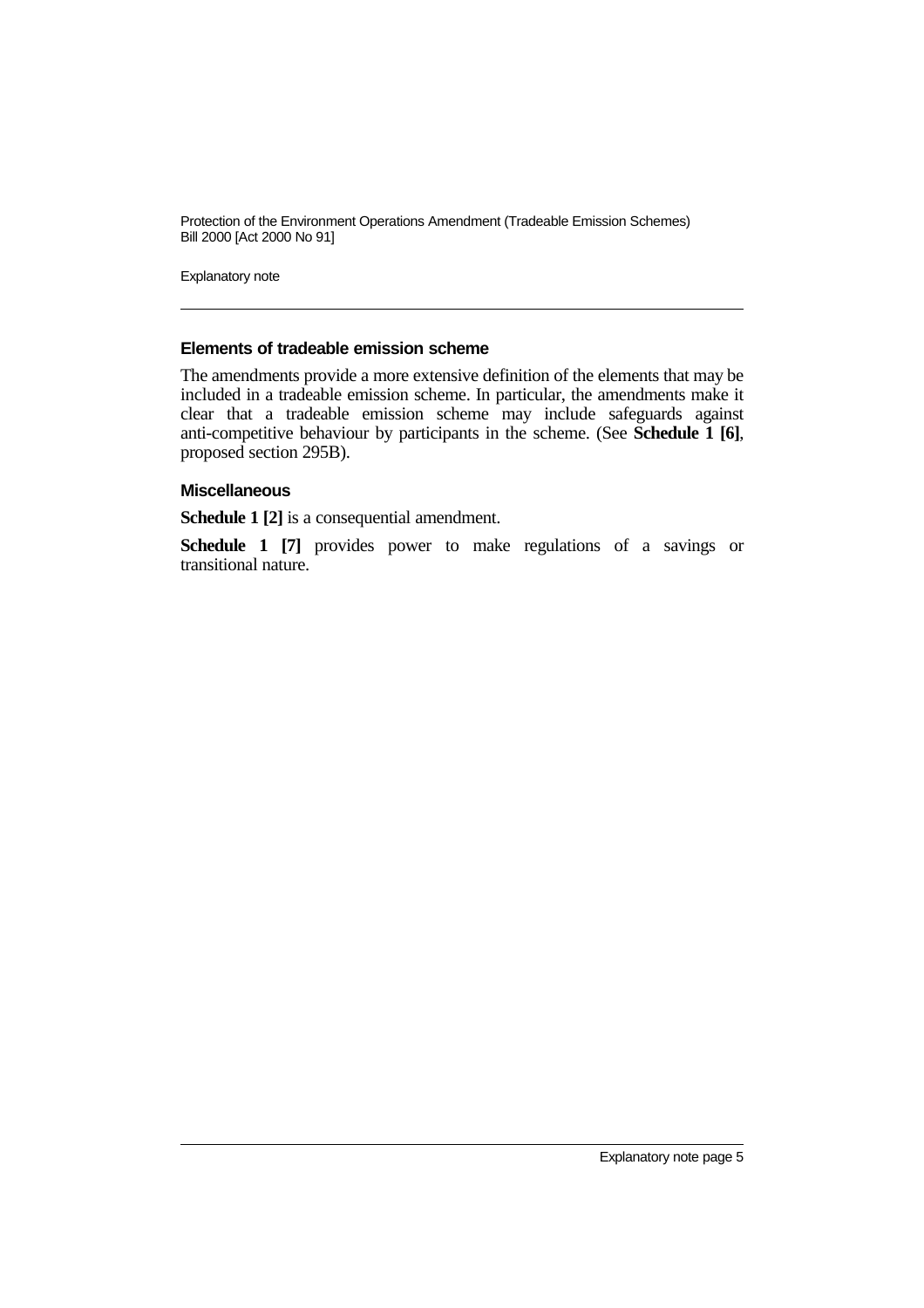#### Elements of tradeable emission scheme

The amendments provide a more extensive definition of the elements that may be included in a tradeable emission scheme. In particular, the amendments make it clear that a tradeable emission scheme may include safeguards against anti-competitive behaviour by participants in the scheme. (See **Schedule 1 [6]**, proposed section 295B).

#### Miscellaneous

**Schedule 1 [2]** is a consequential amendment.

**Schedule 1 [7]** provides power to make regulations of a savings or transitional nature.